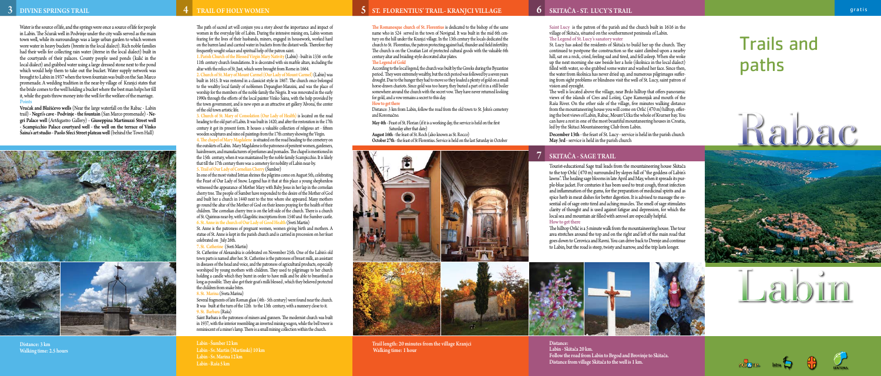## 3 DIVINE SPRINGS TRAIL

Water is the source of life, and the springs were once a source of life for people in Labin. The Šćurak well in Podvinje under the city walls served as the main town well, while its surroundings was a large urban garden to which women wore water in heavy buckets (brente in the local dialect). Rich noble families had their wells for collecting rain water (šterne in the local dialect) built in the courtyards of their palaces. County people used ponds (kalić in the local dialect) and grabbed water using a large dressed stone next to the pond which would help them to take out the bucket. Water supply network was brought to Labin in 1937 when the town fountain was built on the San Marco promenade. A wedding tradition in the near-by village of Kranjci states that the bride comes to the well holding a bucket where the best man helps her fill it, while the guests throw money into the well for the welfare of the marriage.

**Points**

**Vrućak and Blažićevo wells** (Near the large waterfall on the Rabac - Labin trail) - **Negri's cave - Podvinje - the fountain** (San Marco promenade) - **Negri Palace well** (Art&gastro Gallery) - **Giuseppina Martinuzzi Street well - Scampicchio Palace courtyard well - the well on the terrace of Vinko Šaina's art studio - Paolo Sfeci Street plateau well** (behind the Town Hall)

**Distance: 3 km**
**Walking time: 2.5 hours**

## 4 TRAIL OF HOLY WOMEN

The path of sacred art will conjure you a story about the importance and impact of women in the everyday life of Labin. During the intensive mining era, Labin women fearing for the lives of their husbands, miners, engaged in housework, worked hard on the barren land and carried water in buckets from the distant wells. Therefore they frequently sought solace and spiritual help of the patron saint.

**1. Parish Church of the Blessed Virgin Mary Nativity** (Labin) - built in 1336 on the 11th century church foundations. It is decorated with six marble altars, including the altar with the relics of St. Just, which were brought from Rome in 1664.

**2. Church of St. Mary of Mount Carmel (Our Lady of Mount Carmel)** (Labin) was built in 1615. It was restored in a classicist style in 1867. The church once belonged to the wealthy local family of noblemen Depangher-Manzini, and was the place of worship for the members of the noble family the Negris. It was renovated in the early 1990s through the efforts of the local painter Vinko Šaina, with the help provided by the town government, and is now open as an attractive art gallery 'Alvona', the centre of the old town artistic life.

**3. Church of St. Mary of Consolation (Our Lady of Health)** is located on the road heading to the old part of Labin. It was built in 1420, and after the restoration in the 17th century it got its present form. It houses a valuable collection of religious art - fifteen wooden sculptures and nine oil paintings from the 17th century showing the Virgin.

**4. The chapel of Mary Magdalene** is situated on the road heading to the cemetery on the outskirts of Labin. Mary Magdalene is the patroness of penitent women, gardeners, hairdressers, and manufacturers of perfumes and pomades. The chapel is mentioned in the 15th century, when it was maintained by the noble family Scampicchio. It is likely that till the 17th century there was a cemetery for nobility of Labin near-by.

**5. Trail of Our Lady of Cornelian Cherry** (Šumber)

In one of the most visited Istrian shrines the pilgrims come on August 5th, celebrating the Feast of Our Lady of Snow. Legend has it that at this place a young shepherdess witnessed the appearance of Mother Mary with Baby Jesus in her lap in the cornelian cherry tree. The people of Šumber have responded to the desire of the Mother of God and built her a church in 1440 next to the tree where she appeared. Many mothers go round the altar of the Mother of God on their knees praying for the health of their children. The cornelian cherry tree is on the left side of the church. There is a church of St. Quirinus near-by, with Glagolitic inscriptions from 1540 and the Šumber castle.

**6. St. Anne in the church of Our Lady of Good Health** (Sveti Martin)

St. Anne is the patroness of pregnant women, women giving birth and mothers. A statue of St. Anne is kept in the parish church and is carried in procession on her feast celebrated on July 26th.

**7. St. Catherine** (Sveti Martin)

St. Catherine of Alexandria is celebrated on November 25th. One of the Labin's old town parts is named after her. St. Catherine is the patroness of breast milk, an assistant in diseases of the head and voice, and the patroness of agricultural products, especially worshiped by young mothers with children. They used to pilgrimage to her church holding a candle which they burnt in order to have milk and be able to breastfeed as long as possible. They also got their goat's milk blessed, which they believed protected the children from snake bites.

**8. St. Marina** (Sveta Marina)

Several fragments of late Roman glass (4th - 5th century) were found near the church. It was built at the turn of the 12th to the 13th century, with a nunnery close to it.

**9. St. Barbara** (Raša)

Saint Barbara is the patroness of miners and gunners. The modernist church was built in 1937, with the interior resembling an inverted mining wagon, while the bell tower is reminiscent of a miner's lamp. There is a small mining collection within the church.

**Labin - Šumber 12 km**
**Labin - Sv. Martin (Martinski) 10 km**
**Labin - Sv. Marina 12 km**
**Labin - Raša 5 km**

## 5 ST. FLORENTIUS' TRAIL - KRANJCI VILLAGE

**The Romanesque church of St. Florentius** is dedicated to the bishop of the same name who in 524 served in the town of Novigrad. It was built in the mid 6th century on the hill under the Kranjci village. In the 13th century the locals dedicated the church to St. Florentius, the patron protecting against hail, thunder and field infertility. The church is on the Croatian List of protected cultural goods with the valuable 6th century altar and braiding-style decorated altar plates.

**The Legend of Gold**

According to the local legend, the church was built by the Greeks during the Byzantine period. They were extremely wealthy, but the rich period was followed by a seven years drought. Due to the hunger they had to move so they loaded a plenty of gold on a small horse-drawn chariots. Since gold was too heavy, they buried a part of it in a still boiler somewhere around the church with the secret vow. They have never returned looking for gold, and a vow remains a secret to this day.

**How to get there**

Distance: 3 km from Labin, follow the road from the old town to St. John's cemetery and Koromačno.

**May 4th** - Feast of St. Florian (if it is a working day, the service is held on the first Saturday after that date)
**August 16th** - the feast of St. Roch (also known as St. Rocco)
**October 27th** - the feast of St Florentius. Service is held on the last Saturday in October

**Trail length: 20 minutes from the village Kranjci**
**Walking time: 1 hour**

## 6 SKITAČA - ST. LUCY'S TRAIL

**Saint Lucy** is the patron of the parish and the church built in 1616 in the village of Skitača, situated on the southernmost peninsula of Labin.

**The Legend of St. Lucy's sanatory water**

St. Lucy has asked the residents of Skitača to build her up the church. They continued to postpone the construction so the saint climbed upon a nearby hill, sat on a rock, cried, feeling sad and tired, and fell asleep. When she woke up the next morning she saw beside her a hole (školnica in the local dialect) filled with water, so she grabbed some water and washed her face. Since then, the water from školnica has never dried up, and numerous pilgrimages suffering from sight problems or blindness visit the well of St. Lucy, saint patron of vision and eyesight.

The well is located above the village, near Brdo hilltop that offers panoramic views of the islands of Cres and Lošinj, Cape Kamenjak and mouth of the Raša River. On the other side of the village, five minutes walking distance from the mountaineering house you will come on Orlić (470 m) hilltop, offering the best views of Labin, Rabac, Mount Učka the whole of Kvarner bay. You can have a rest in one of the most beautiful mountaineering houses in Croatia, led by the Skitaci Mountaineering Club from Labin.

**December 13th** - the feast of St. Lucy - service is held in the parish church
**May 3rd** - service is held in the parish church

## 7 SKITAČA - SAGE TRAIL

Tourist-educational Sage trail leads from the mountaineering house Skitača to the top Orlić (470 m) surrounded by slopes full of "the goddess of Labin's lawns". The healing sage blooms in late April and May, when it spreads its purple-blue jacket. For centuries it has been used to treat cough, throat infection and inflammation of the gums, for the preparation of medicinal spirits and as spice herb in meat dishes for better digestion. It is advised to massage the essential oil of sage onto tired and aching muscles. The smell of sage stimulates clarity of thought and is used against fatigue and depression, for which the local sea and mountain air filled with aerosol are especially helpful.

**How to get there**

The hilltop Orlić is a 5 minute walk from the mountaineering house. The tour area stretches around the top and on the right and left of the main road that goes down to Cerovica and Ravni. You can drive back to Drenje and continue to Labin, but the road is steep, twisty and narrow, and the trip lasts longer.

**Distance:**
**Labin - Skitača 20 km.**
**Follow the road from Labin to Brgod and Brovinje to Skitača.**
**Distance from village Skitača to the well is 1 km.**

gratis

# Trails and paths

# Rabac

# Labin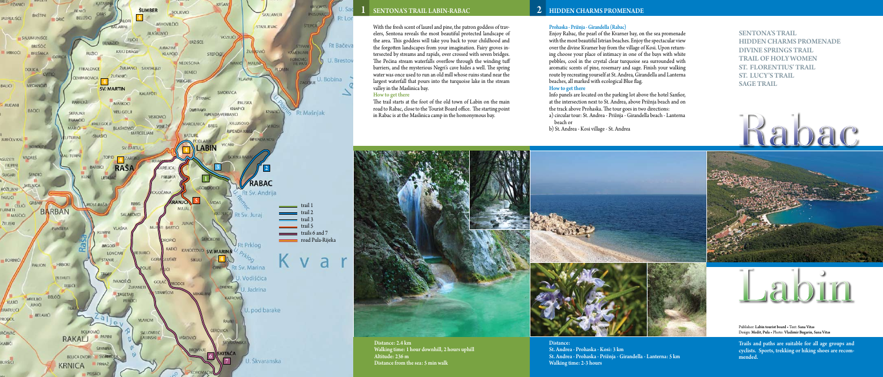## 1 SENTONA'S TRAIL LABIN-RABAC

With the fresh scent of laurel and pine, the patron goddess of travelers, Sentona reveals the most beautiful protected landscape of the area. This goddess will take you back to your childhood and the forgotten landscapes from your imagination. Fairy groves intersected by streams and rapids, over crossed with seven bridges. The Pećina stream waterfalls overflow through the winding tuff barriers, and the mysterious Negri's cave hides a well. The spring water was once used to run an old mill whose ruins stand near the largest waterfall that pours into the turquoise lake in the stream valley in the Maslinica bay.

**How to get there**

The trail starts at the foot of the old town of Labin on the main road to Rabac, close to the Tourist Board office. The starting point in Rabac is at the Maslinica camp in the homonymous bay.

**Distance: 2.4 km**
**Walking time: 1 hour downhill, 2 hours uphill**
**Altitude: 236 m**
**Distance from the sea: 5 min walk**

## 2 HIDDEN CHARMS PROMENADE

**Prohaska - Prižnja - Girandella (Rabac)**

Enjoy Rabac, the pearl of the Kvarner bay, on the sea promenade with the most beautiful Istrian beaches. Enjoy the spectacular view over the divine Kvarner bay from the village of Kosi. Upon returning choose your place of intimacy in one of the bays with white pebbles, cool in the crystal clear turquoise sea surrounded with aromatic scents of pine, rosemary and sage. Finish your walking route by recreating yourself at St. Andrea, Girandella and Lanterna beaches, all marked with ecological Blue flag.

**How to get there**

Info panels are located on the parking lot above the hotel Sanfior, at the intersection next to St. Andrea, above Prižnja beach and on the track above Prohaska. The tour goes in two directions:

a) circular tour: St. Andrea - Prižnja - Girandella beach - Lanterna beach or

b) St. Andrea - Kosi village - St. Andrea

**Distance:**
**St. Andrea - Prohaska - Kosi: 3 km**
**St. Andrea - Prohaska - Prižnja - Girandella - Lanterna: 5 km**
**Walking time: 2-3 hours**

**SENTONA'S TRAIL**
**HIDDEN CHARMS PROMENADE**
**DIVINE SPRINGS TRAIL**
**TRAIL OF HOLY WOMEN**
**ST. FLORENTIUS' TRAIL**
**ST. LUCY'S TRAIL**
**SAGE TRAIL**

# Rabac

# Labin

Publisher: **Labin tourist board** • Text: **Sana Vitas**
Design: **Medit, Pula** • Photo: **Vladimir Bugarin, Sana Vitas**

**Trails and paths are suitable for all age groups and cyclists. Sports, trekking or hiking shoes are recommended.**

trail 1
trail 2
trail 3
trail 5
trails 6 and 7
road Pula-Rijeka